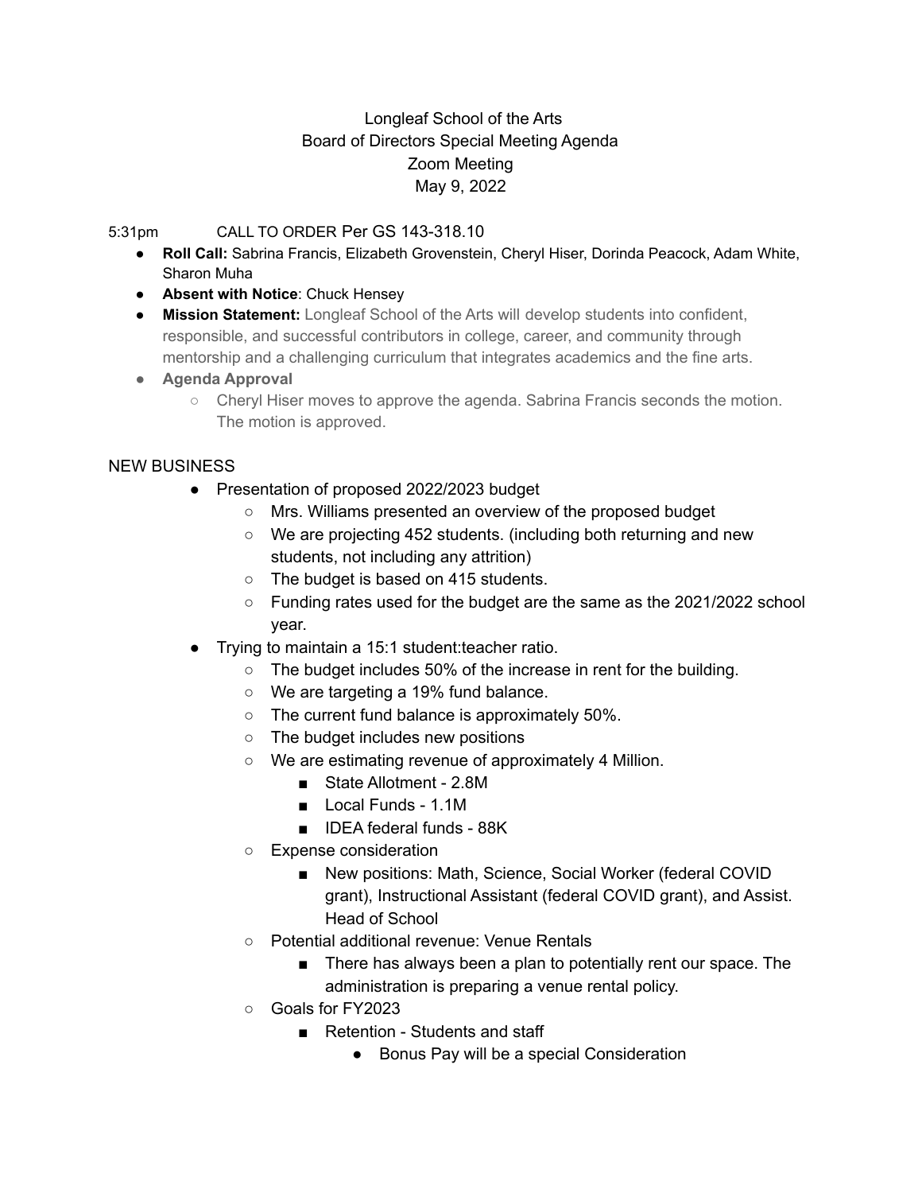Longleaf School of the Arts
Board of Directors Special Meeting Agenda
Zoom Meeting
May 9, 2022

5:31pm CALL TO ORDER Per GS 143-318.10

- **Roll Call:** Sabrina Francis, Elizabeth Grovenstein, Cheryl Hiser, Dorinda Peacock, Adam White, Sharon Muha
- **Absent with Notice**: Chuck Hensey
- **Mission Statement:** Longleaf School of the Arts will develop students into confident, responsible, and successful contributors in college, career, and community through mentorship and a challenging curriculum that integrates academics and the fine arts.
- **Agenda Approval**
  - Cheryl Hiser moves to approve the agenda. Sabrina Francis seconds the motion. The motion is approved.

NEW BUSINESS

- Presentation of proposed 2022/2023 budget
  - Mrs. Williams presented an overview of the proposed budget
  - We are projecting 452 students. (including both returning and new students, not including any attrition)
  - The budget is based on 415 students.
  - Funding rates used for the budget are the same as the 2021/2022 school year.
- Trying to maintain a 15:1 student:teacher ratio.
  - The budget includes 50% of the increase in rent for the building.
  - We are targeting a 19% fund balance.
  - The current fund balance is approximately 50%.
  - The budget includes new positions
  - We are estimating revenue of approximately 4 Million.
    - State Allotment - 2.8M
    - Local Funds - 1.1M
    - IDEA federal funds - 88K
  - Expense consideration
    - New positions: Math, Science, Social Worker (federal COVID grant), Instructional Assistant (federal COVID grant), and Assist. Head of School
  - Potential additional revenue: Venue Rentals
    - There has always been a plan to potentially rent our space. The administration is preparing a venue rental policy.
  - Goals for FY2023
    - Retention - Students and staff
      - Bonus Pay will be a special Consideration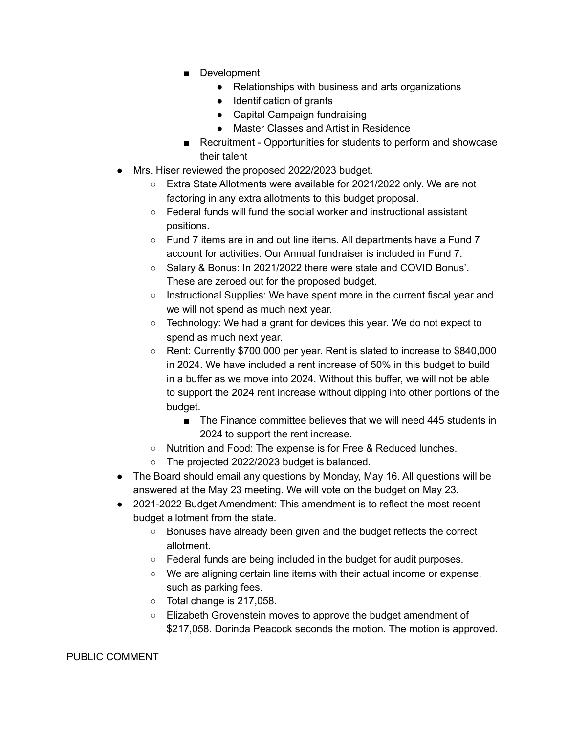- Development
  - Relationships with business and arts organizations
  - Identification of grants
  - Capital Campaign fundraising
  - Master Classes and Artist in Residence
- Recruitment - Opportunities for students to perform and showcase their talent

- Mrs. Hiser reviewed the proposed 2022/2023 budget.
  - Extra State Allotments were available for 2021/2022 only. We are not factoring in any extra allotments to this budget proposal.
  - Federal funds will fund the social worker and instructional assistant positions.
  - Fund 7 items are in and out line items. All departments have a Fund 7 account for activities. Our Annual fundraiser is included in Fund 7.
  - Salary & Bonus: In 2021/2022 there were state and COVID Bonus'. These are zeroed out for the proposed budget.
  - Instructional Supplies: We have spent more in the current fiscal year and we will not spend as much next year.
  - Technology: We had a grant for devices this year. We do not expect to spend as much next year.
  - Rent: Currently $700,000 per year. Rent is slated to increase to $840,000 in 2024. We have included a rent increase of 50% in this budget to build in a buffer as we move into 2024. Without this buffer, we will not be able to support the 2024 rent increase without dipping into other portions of the budget.
    - The Finance committee believes that we will need 445 students in 2024 to support the rent increase.
  - Nutrition and Food: The expense is for Free & Reduced lunches.
  - The projected 2022/2023 budget is balanced.
- The Board should email any questions by Monday, May 16. All questions will be answered at the May 23 meeting. We will vote on the budget on May 23.
- 2021-2022 Budget Amendment: This amendment is to reflect the most recent budget allotment from the state.
  - Bonuses have already been given and the budget reflects the correct allotment.
  - Federal funds are being included in the budget for audit purposes.
  - We are aligning certain line items with their actual income or expense, such as parking fees.
  - Total change is 217,058.
  - Elizabeth Grovenstein moves to approve the budget amendment of $217,058. Dorinda Peacock seconds the motion. The motion is approved.

PUBLIC COMMENT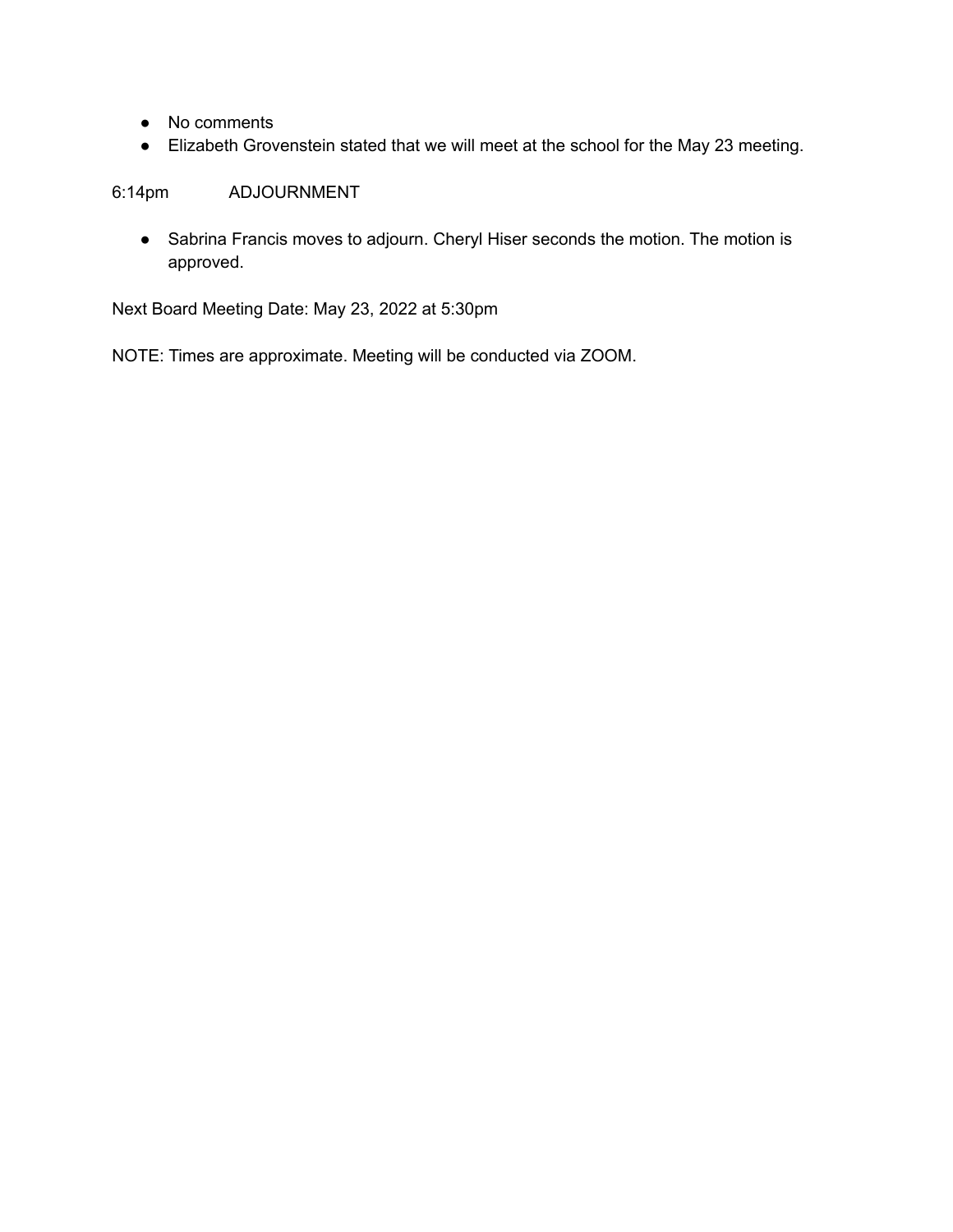- No comments
- Elizabeth Grovenstein stated that we will meet at the school for the May 23 meeting.

6:14pm ADJOURNMENT

- Sabrina Francis moves to adjourn. Cheryl Hiser seconds the motion. The motion is approved.

Next Board Meeting Date: May 23, 2022 at 5:30pm

NOTE: Times are approximate. Meeting will be conducted via ZOOM.